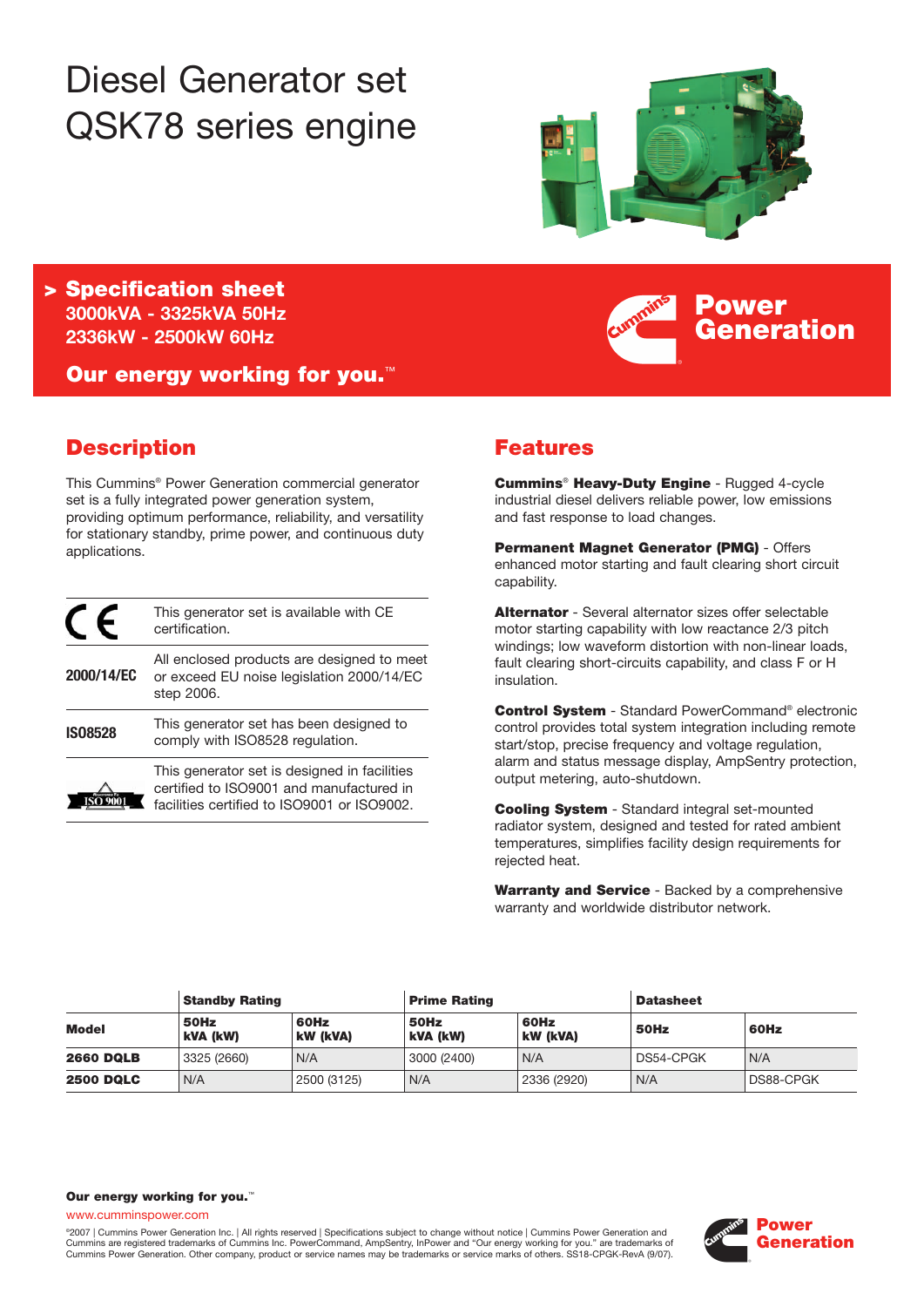# Diesel Generator set QSK78 series engine

## > Specification sheet

**3000kVA - 3325kVA 50Hz**
**2336kW - 2500kW 60Hz**

**Our energy working for you.™**

**Power Generation**

## Description

This Cummins® Power Generation commercial generator set is a fully integrated power generation system, providing optimum performance, reliability, and versatility for stationary standby, prime power, and continuous duty applications.

| | |
|---|---|
| CE | This generator set is available with CE certification. |
| **2000/14/EC** | All enclosed products are designed to meet or exceed EU noise legislation 2000/14/EC step 2006. |
| **ISO8528** | This generator set has been designed to comply with ISO8528 regulation. |
| ISO 9001 | This generator set is designed in facilities certified to ISO9001 and manufactured in facilities certified to ISO9001 or ISO9002. |

## Features

**Cummins® Heavy-Duty Engine** - Rugged 4-cycle industrial diesel delivers reliable power, low emissions and fast response to load changes.

**Permanent Magnet Generator (PMG)** - Offers enhanced motor starting and fault clearing short circuit capability.

**Alternator** - Several alternator sizes offer selectable motor starting capability with low reactance 2/3 pitch windings; low waveform distortion with non-linear loads, fault clearing short-circuits capability, and class F or H insulation.

**Control System** - Standard PowerCommand® electronic control provides total system integration including remote start/stop, precise frequency and voltage regulation, alarm and status message display, AmpSentry protection, output metering, auto-shutdown.

**Cooling System** - Standard integral set-mounted radiator system, designed and tested for rated ambient temperatures, simplifies facility design requirements for rejected heat.

**Warranty and Service** - Backed by a comprehensive warranty and worldwide distributor network.

| | Standby Rating | | Prime Rating | | Datasheet | |
|---|---|---|---|---|---|---|
| **Model** | **50Hz kVA (kW)** | **60Hz kW (kVA)** | **50Hz kVA (kW)** | **60Hz kW (kVA)** | **50Hz** | **60Hz** |
| **2660 DQLB** | 3325 (2660) | N/A | 3000 (2400) | N/A | DS54-CPGK | N/A |
| **2500 DQLC** | N/A | 2500 (3125) | N/A | 2336 (2920) | N/A | DS88-CPGK |

**Our energy working for you.™**

www.cumminspower.com

©2007 | Cummins Power Generation Inc. | All rights reserved | Specifications subject to change without notice | Cummins Power Generation and Cummins are registered trademarks of Cummins Inc. PowerCommand, AmpSentry, InPower and "Our energy working for you." are trademarks of Cummins Power Generation. Other company, product or service names may be trademarks or service marks of others. SS18-CPGK-RevA (9/07).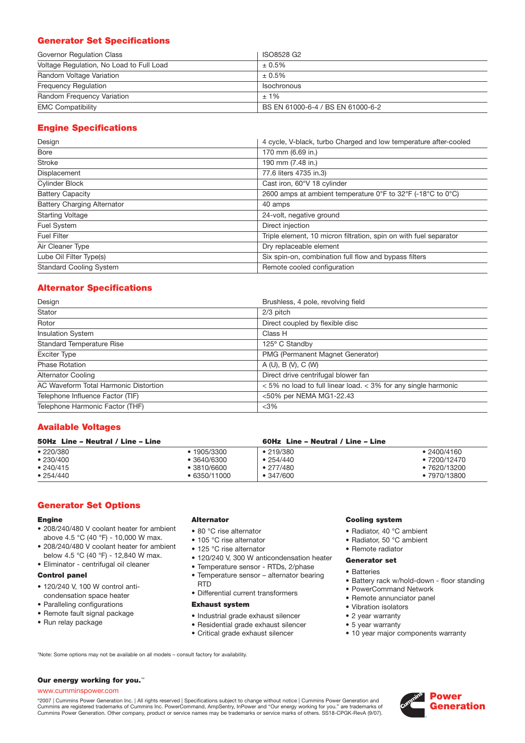## Generator Set Specifications

| | |
|---|---|
| Governor Regulation Class | ISO8528 G2 |
| Voltage Regulation, No Load to Full Load | ± 0.5% |
| Random Voltage Variation | ± 0.5% |
| Frequency Regulation | Isochronous |
| Random Frequency Variation | ± 1% |
| EMC Compatibility | BS EN 61000-6-4 / BS EN 61000-6-2 |

## Engine Specifications

| | |
|---|---|
| Design | 4 cycle, V-black, turbo Charged and low temperature after-cooled |
| Bore | 170 mm (6.69 in.) |
| Stroke | 190 mm (7.48 in.) |
| Displacement | 77.6 liters 4735 in.3) |
| Cylinder Block | Cast iron, 60°V 18 cylinder |
| Battery Capacity | 2600 amps at ambient temperature 0°F to 32°F (-18°C to 0°C) |
| Battery Charging Alternator | 40 amps |
| Starting Voltage | 24-volt, negative ground |
| Fuel System | Direct injection |
| Fuel Filter | Triple element, 10 micron filtration, spin on with fuel separator |
| Air Cleaner Type | Dry replaceable element |
| Lube Oil Filter Type(s) | Six spin-on, combination full flow and bypass filters |
| Standard Cooling System | Remote cooled configuration |

## Alternator Specifications

| | |
|---|---|
| Design | Brushless, 4 pole, revolving field |
| Stator | 2/3 pitch |
| Rotor | Direct coupled by flexible disc |
| Insulation System | Class H |
| Standard Temperature Rise | 125° C Standby |
| Exciter Type | PMG (Permanent Magnet Generator) |
| Phase Rotation | A (U), B (V), C (W) |
| Alternator Cooling | Direct drive centrifugal blower fan |
| AC Waveform Total Harmonic Distortion | < 5% no load to full linear load. < 3% for any single harmonic |
| Telephone Influence Factor (TIF) | <50% per NEMA MG1-22.43 |
| Telephone Harmonic Factor (THF) | <3% |

## Available Voltages

| 50Hz Line – Neutral / Line – Line | | 60Hz Line – Neutral / Line – Line | |
|---|---|---|---|
| • 220/380 | • 1905/3300 | • 219/380 | • 2400/4160 |
| • 230/400 | • 3640/6300 | • 254/440 | • 7200/12470 |
| • 240/415 | • 3810/6600 | • 277/480 | • 7620/13200 |
| • 254/440 | • 6350/11000 | • 347/600 | • 7970/13800 |

## Generator Set Options

**Engine**

- 208/240/480 V coolant heater for ambient above 4.5 °C (40 °F) - 10,000 W max.
- 208/240/480 V coolant heater for ambient below 4.5 °C (40 °F) - 12,840 W max.
- Eliminator - centrifugal oil cleaner

**Control panel**

- 120/240 V, 100 W control anti-condensation space heater
- Paralleling configurations
- Remote fault signal package
- Run relay package

**Alternator**

- 80 °C rise alternator
- 105 °C rise alternator
- 125 °C rise alternator
- 120/240 V, 300 W anticondensation heater
- Temperature sensor - RTDs, 2/phase
- Temperature sensor – alternator bearing RTD
- Differential current transformers

**Exhaust system**

- Industrial grade exhaust silencer
- Residential grade exhaust silencer
- Critical grade exhaust silencer

**Cooling system**

- Radiator, 40 °C ambient
- Radiator, 50 °C ambient
- Remote radiator

**Generator set**

- Batteries
- Battery rack w/hold-down - floor standing
- PowerCommand Network
- Remote annunciator panel
- Vibration isolators
- 2 year warranty
- 5 year warranty
- 10 year major components warranty

*Note: Some options may not be available on all models – consult factory for availability.

**Our energy working for you.**™

www.cumminspower.com

©2007 | Cummins Power Generation Inc. | All rights reserved | Specifications subject to change without notice | Cummins Power Generation and Cummins are registered trademarks of Cummins Inc. PowerCommand, AmpSentry, InPower and "Our energy working for you." are trademarks of Cummins Power Generation. Other company, product or service names may be trademarks or service marks of others. SS18-CPGK-RevA (9/07).

Power Generation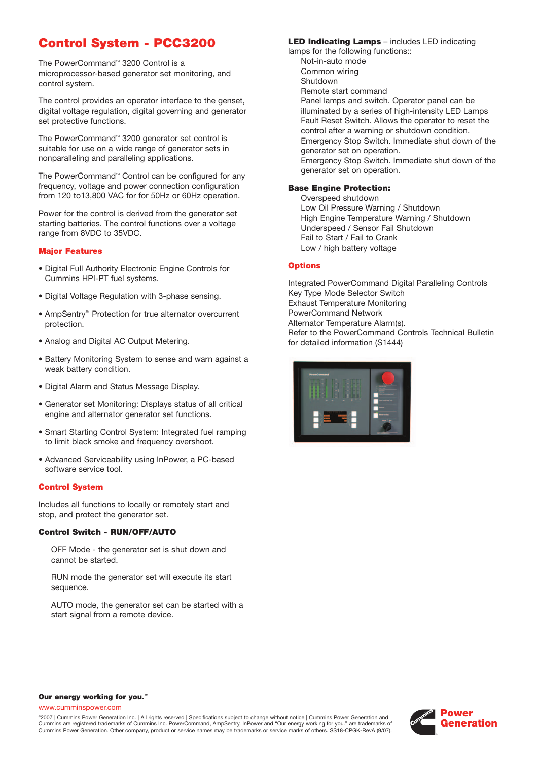# Control System - PCC3200

The PowerCommand™ 3200 Control is a microprocessor-based generator set monitoring, and control system.

The control provides an operator interface to the genset, digital voltage regulation, digital governing and generator set protective functions.

The PowerCommand™ 3200 generator set control is suitable for use on a wide range of generator sets in nonparalleling and paralleling applications.

The PowerCommand™ Control can be configured for any frequency, voltage and power connection configuration from 120 to13,800 VAC for for 50Hz or 60Hz operation.

Power for the control is derived from the generator set starting batteries. The control functions over a voltage range from 8VDC to 35VDC.

## Major Features

- Digital Full Authority Electronic Engine Controls for Cummins HPI-PT fuel systems.
- Digital Voltage Regulation with 3-phase sensing.
- AmpSentry™ Protection for true alternator overcurrent protection.
- Analog and Digital AC Output Metering.
- Battery Monitoring System to sense and warn against a weak battery condition.
- Digital Alarm and Status Message Display.
- Generator set Monitoring: Displays status of all critical engine and alternator generator set functions.
- Smart Starting Control System: Integrated fuel ramping to limit black smoke and frequency overshoot.
- Advanced Serviceability using InPower, a PC-based software service tool.

## Control System

Includes all functions to locally or remotely start and stop, and protect the generator set.

### Control Switch - RUN/OFF/AUTO

OFF Mode - the generator set is shut down and cannot be started.

RUN mode the generator set will execute its start sequence.

AUTO mode, the generator set can be started with a start signal from a remote device.

**LED Indicating Lamps** – includes LED indicating lamps for the following functions::

Not-in-auto mode
Common wiring
Shutdown
Remote start command
Panel lamps and switch. Operator panel can be illuminated by a series of high-intensity LED Lamps
Fault Reset Switch. Allows the operator to reset the control after a warning or shutdown condition.
Emergency Stop Switch. Immediate shut down of the generator set on operation.
Emergency Stop Switch. Immediate shut down of the generator set on operation.

### Base Engine Protection:

Overspeed shutdown
Low Oil Pressure Warning / Shutdown
High Engine Temperature Warning / Shutdown
Underspeed / Sensor Fail Shutdown
Fail to Start / Fail to Crank
Low / high battery voltage

## Options

Integrated PowerCommand Digital Paralleling Controls
Key Type Mode Selector Switch
Exhaust Temperature Monitoring
PowerCommand Network
Alternator Temperature Alarm(s).
Refer to the PowerCommand Controls Technical Bulletin for detailed information (S1444)

**Our energy working for you.™**

www.cumminspower.com

©2007 | Cummins Power Generation Inc. | All rights reserved | Specifications subject to change without notice | Cummins Power Generation and Cummins are registered trademarks of Cummins Inc. PowerCommand, AmpSentry, InPower and "Our energy working for you." are trademarks of Cummins Power Generation. Other company, product or service names may be trademarks or service marks of others. SS18-CPGK-RevA (9/07).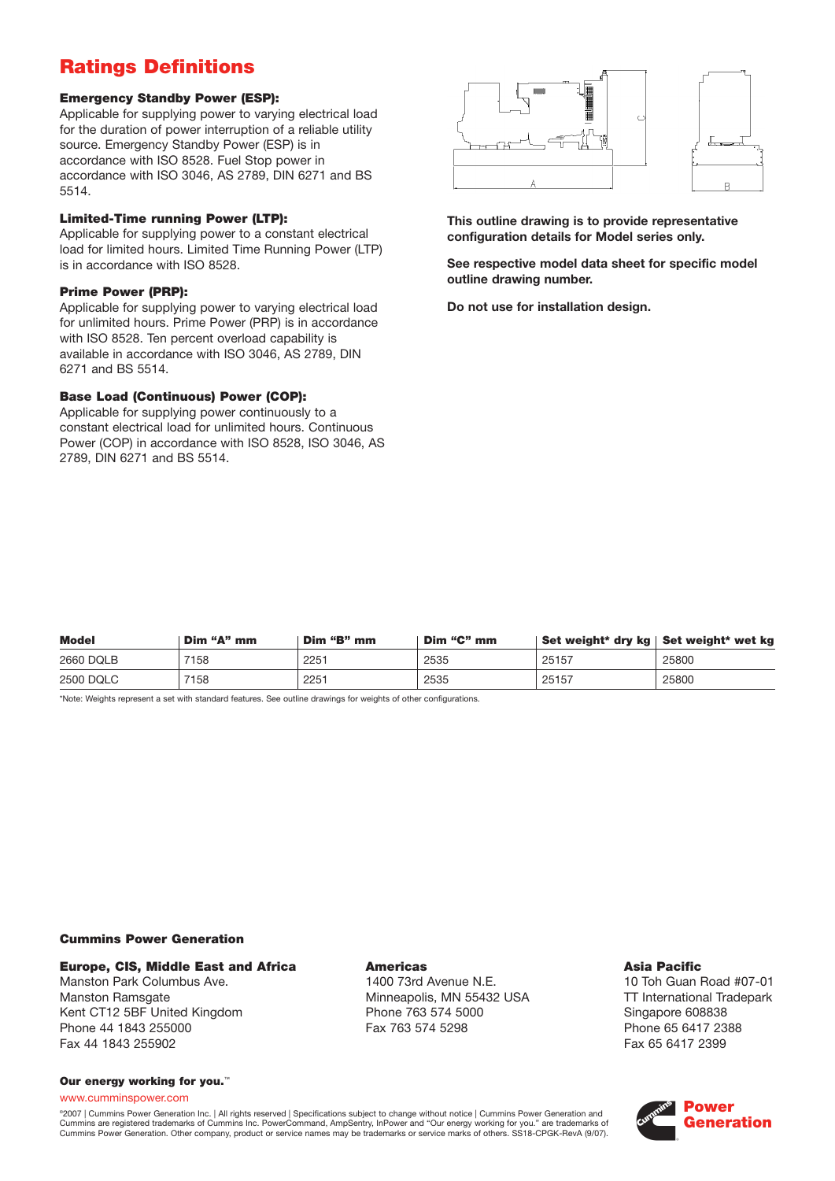## Ratings Definitions

**Emergency Standby Power (ESP):**
Applicable for supplying power to varying electrical load for the duration of power interruption of a reliable utility source. Emergency Standby Power (ESP) is in accordance with ISO 8528. Fuel Stop power in accordance with ISO 3046, AS 2789, DIN 6271 and BS 5514.

**Limited-Time running Power (LTP):**
Applicable for supplying power to a constant electrical load for limited hours. Limited Time Running Power (LTP) is in accordance with ISO 8528.

**Prime Power (PRP):**
Applicable for supplying power to varying electrical load for unlimited hours. Prime Power (PRP) is in accordance with ISO 8528. Ten percent overload capability is available in accordance with ISO 3046, AS 2789, DIN 6271 and BS 5514.

**Base Load (Continuous) Power (COP):**
Applicable for supplying power continuously to a constant electrical load for unlimited hours. Continuous Power (COP) in accordance with ISO 8528, ISO 3046, AS 2789, DIN 6271 and BS 5514.

A

B

C

**This outline drawing is to provide representative configuration details for Model series only.**

**See respective model data sheet for specific model outline drawing number.**

**Do not use for installation design.**

| Model | Dim "A" mm | Dim "B" mm | Dim "C" mm | Set weight* dry kg | Set weight* wet kg |
|---|---|---|---|---|---|
| 2660 DQLB | 7158 | 2251 | 2535 | 25157 | 25800 |
| 2500 DQLC | 7158 | 2251 | 2535 | 25157 | 25800 |

*Note: Weights represent a set with standard features. See outline drawings for weights of other configurations.

**Cummins Power Generation**

**Europe, CIS, Middle East and Africa**
Manston Park Columbus Ave.
Manston Ramsgate
Kent CT12 5BF United Kingdom
Phone 44 1843 255000
Fax 44 1843 255902

**Americas**
1400 73rd Avenue N.E.
Minneapolis, MN 55432 USA
Phone 763 574 5000
Fax 763 574 5298

**Asia Pacific**
10 Toh Guan Road #07-01
TT International Tradepark
Singapore 608838
Phone 65 6417 2388
Fax 65 6417 2399

**Our energy working for you.**™

www.cumminspower.com

©2007 | Cummins Power Generation Inc. | All rights reserved | Specifications subject to change without notice | Cummins Power Generation and Cummins are registered trademarks of Cummins Inc. PowerCommand, AmpSentry, InPower and "Our energy working for you." are trademarks of Cummins Power Generation. Other company, product or service names may be trademarks or service marks of others. SS18-CPGK-RevA (9/07).

Power Generation